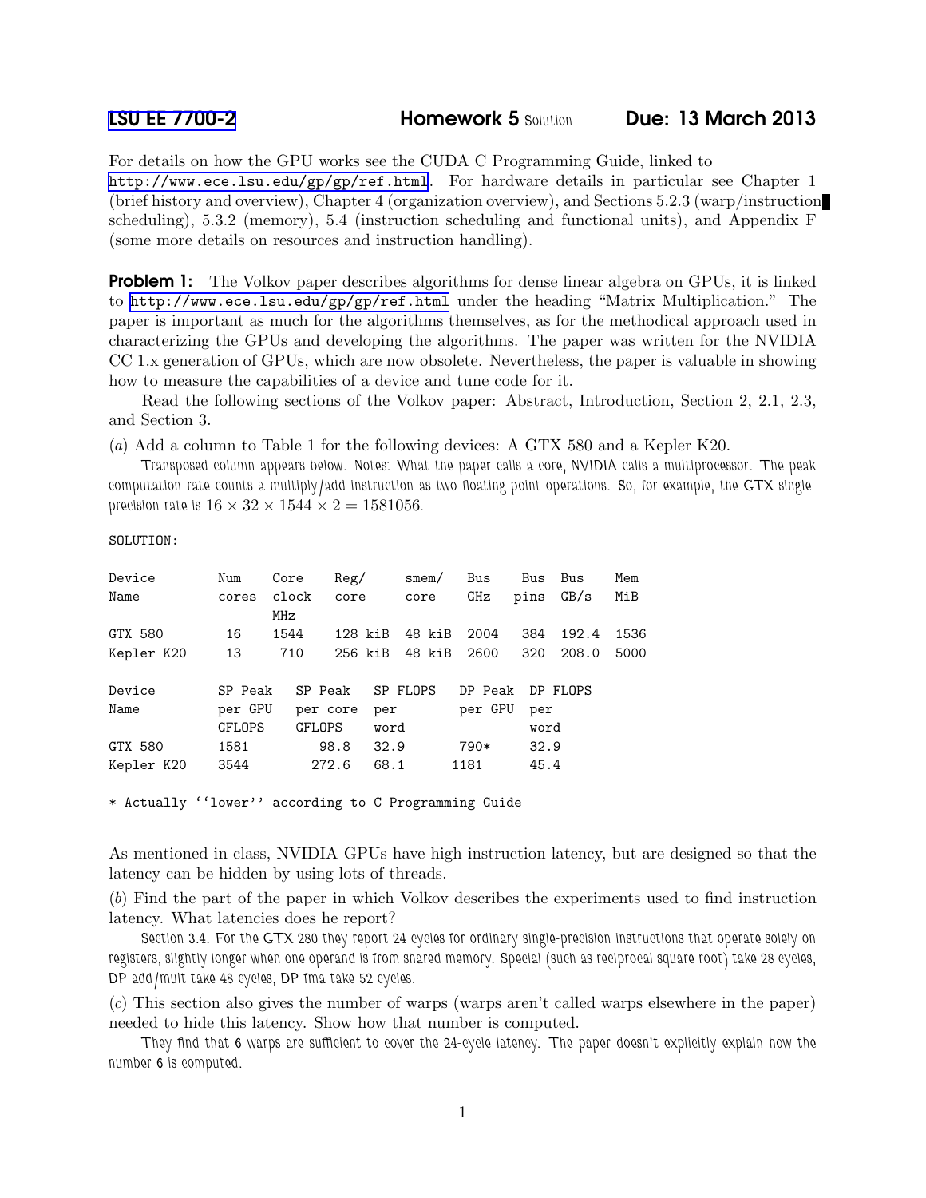# LSU EE 7700-2 Homework 5 Solution Due: 13 March 2013

For details on how the GPU works see the CUDA C Programming Guide, linked to http://www.ece.lsu.edu/gp/gp/ref.html. For hardware details in particular see Chapter 1 (brief history and overview), Chapter 4 (organization overview), and Sections 5.2.3 (warp/instruction scheduling), 5.3.2 (memory), 5.4 (instruction scheduling and functional units), and Appendix F (some more details on resources and instruction handling).

**Problem 1:** The Volkov paper describes algorithms for dense linear algebra on GPUs, it is linked to http://www.ece.lsu.edu/gp/gp/ref.html under the heading "Matrix Multiplication." The paper is important as much for the algorithms themselves, as for the methodical approach used in characterizing the GPUs and developing the algorithms. The paper was written for the NVIDIA CC 1.x generation of GPUs, which are now obsolete. Nevertheless, the paper is valuable in showing how to measure the capabilities of a device and tune code for it.

Read the following sections of the Volkov paper: Abstract, Introduction, Section 2, 2.1, 2.3, and Section 3.

(*a*) Add a column to Table 1 for the following devices: A GTX 580 and a Kepler K20.

*Transposed column appears below. Notes: What the paper calls a core, NVIDIA calls a multiprocessor. The peak computation rate counts a multiply/add instruction as two floating-point operations. So, for example, the GTX single-precision rate is $16 \times 32 \times 1544 \times 2 = 1581056$.*

```
SOLUTION:

Device       Num    Core    Reg/      smem/    Bus    Bus   Bus    Mem
Name         cores  clock   core      core     GHz    pins  GB/s   MiB
                    MHz
GTX 580       16    1544    128 kiB   48 kiB   2004   384   192.4  1536
Kepler K20    13     710    256 kiB   48 kiB   2600   320   208.0  5000

Device       SP Peak   SP Peak    SP FLOPS   DP Peak   DP FLOPS
Name         per GPU   per core   per        per GPU   per
             GFLOPS    GFLOPS     word                 word
GTX 580      1581        98.8     32.9        790*      32.9
Kepler K20   3544       272.6     68.1       1181       45.4

* Actually ''lower'' according to C Programming Guide
```

As mentioned in class, NVIDIA GPUs have high instruction latency, but are designed so that the latency can be hidden by using lots of threads.

(*b*) Find the part of the paper in which Volkov describes the experiments used to find instruction latency. What latencies does he report?

*Section 3.4. For the GTX 280 they report 24 cycles for ordinary single-precision instructions that operate solely on registers, slightly longer when one operand is from shared memory. Special (such as reciprocal square root) take 28 cycles, DP add/mult take 48 cycles, DP fma take 52 cycles.*

(*c*) This section also gives the number of warps (warps aren't called warps elsewhere in the paper) needed to hide this latency. Show how that number is computed.

*They find that 6 warps are sufficient to cover the 24-cycle latency. The paper doesn't explicitly explain how the number 6 is computed.*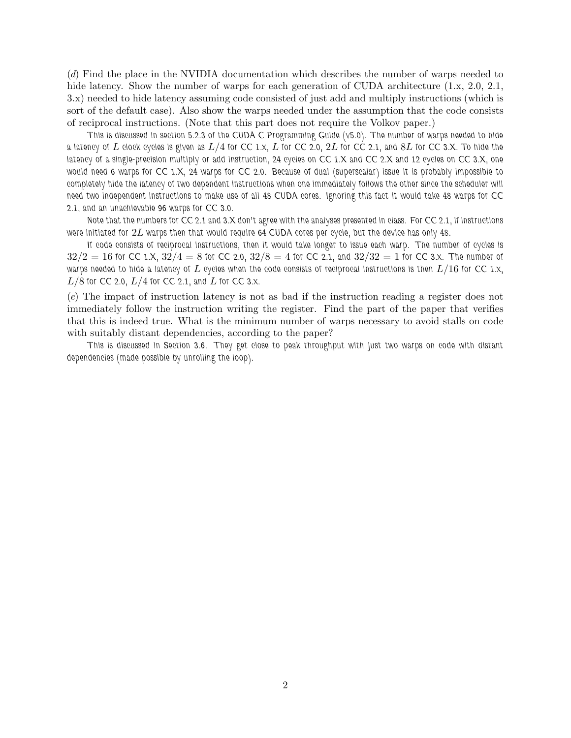(*d*) Find the place in the NVIDIA documentation which describes the number of warps needed to hide latency. Show the number of warps for each generation of CUDA architecture (1.x, 2.0, 2.1, 3.x) needed to hide latency assuming code consisted of just add and multiply instructions (which is sort of the default case). Also show the warps needed under the assumption that the code consists of reciprocal instructions. (Note that this part does not require the Volkov paper.)

This is discussed in section 5.2.3 of the CUDA C Programming Guide (v5.0). The number of warps needed to hide a latency of $L$ clock cycles is given as $L/4$ for CC 1.x, $L$ for CC 2.0, $2L$ for CC 2.1, and $8L$ for CC 3.X. To hide the latency of a single-precision multiply or add instruction, 24 cycles on CC 1.X and CC 2.X and 12 cycles on CC 3.X, one would need 6 warps for CC 1.X, 24 warps for CC 2.0. Because of dual (superscalar) issue it is probably impossible to completely hide the latency of two dependent instructions when one immediately follows the other since the scheduler will need two independent instructions to make use of all 48 CUDA cores. Ignoring this fact it would take 48 warps for CC 2.1, and an unachievable 96 warps for CC 3.0.

Note that the numbers for CC 2.1 and 3.X don't agree with the analyses presented in class. For CC 2.1, if instructions were initiated for $2L$ warps then that would require 64 CUDA cores per cycle, but the device has only 48.

If code consists of reciprocal instructions, then it would take longer to issue each warp. The number of cycles is $32/2 = 16$ for CC 1.X, $32/4 = 8$ for CC 2.0, $32/8 = 4$ for CC 2.1, and $32/32 = 1$ for CC 3.x. The number of warps needed to hide a latency of $L$ cycles when the code consists of reciprocal instructions is then $L/16$ for CC 1.x, $L/8$ for CC 2.0, $L/4$ for CC 2.1, and $L$ for CC 3.x.

(*e*) The impact of instruction latency is not as bad if the instruction reading a register does not immediately follow the instruction writing the register. Find the part of the paper that verifies that this is indeed true. What is the minimum number of warps necessary to avoid stalls on code with suitably distant dependencies, according to the paper?

This is discussed in Section 3.6. They get close to peak throughput with just two warps on code with distant dependencies (made possible by unrolling the loop).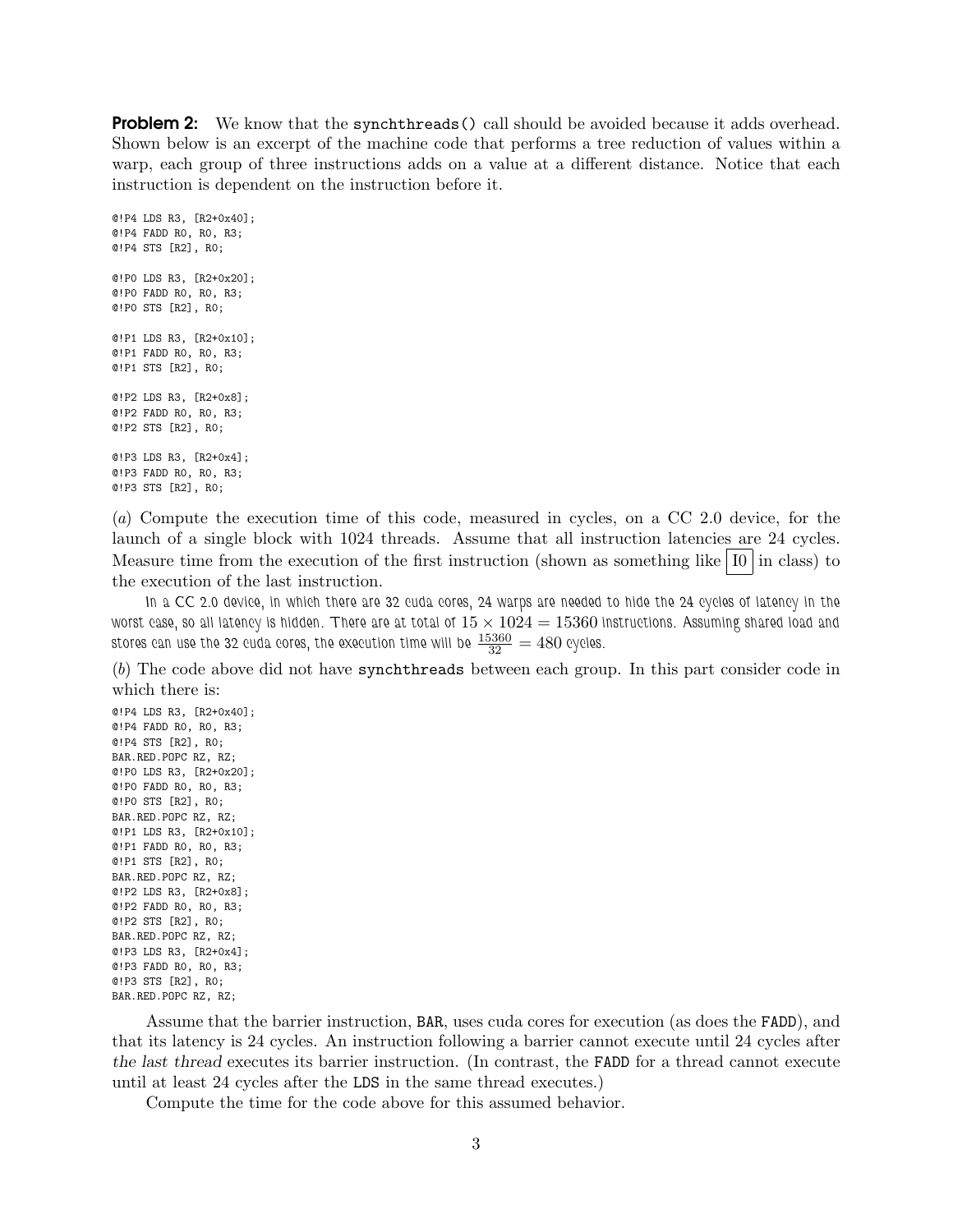**Problem 2:** We know that the `synchthreads()` call should be avoided because it adds overhead. Shown below is an excerpt of the machine code that performs a tree reduction of values within a warp, each group of three instructions adds on a value at a different distance. Notice that each instruction is dependent on the instruction before it.

```
@!P4 LDS R3, [R2+0x40];
@!P4 FADD R0, R0, R3;
@!P4 STS [R2], R0;

@!P0 LDS R3, [R2+0x20];
@!P0 FADD R0, R0, R3;
@!P0 STS [R2], R0;

@!P1 LDS R3, [R2+0x10];
@!P1 FADD R0, R0, R3;
@!P1 STS [R2], R0;

@!P2 LDS R3, [R2+0x8];
@!P2 FADD R0, R0, R3;
@!P2 STS [R2], R0;

@!P3 LDS R3, [R2+0x4];
@!P3 FADD R0, R0, R3;
@!P3 STS [R2], R0;
```

(*a*) Compute the execution time of this code, measured in cycles, on a CC 2.0 device, for the launch of a single block with 1024 threads. Assume that all instruction latencies are 24 cycles. Measure time from the execution of the first instruction (shown as something like I0 in class) to the execution of the last instruction.

*In a CC 2.0 device, in which there are 32 cuda cores, 24 warps are needed to hide the 24 cycles of latency in the worst case, so all latency is hidden. There are at total of $15 \times 1024 = 15360$ instructions. Assuming shared load and stores can use the 32 cuda cores, the execution time will be $\frac{15360}{32} = 480$ cycles.*

(*b*) The code above did not have `synchthreads` between each group. In this part consider code in which there is:

```
@!P4 LDS R3, [R2+0x40];
@!P4 FADD R0, R0, R3;
@!P4 STS [R2], R0;
BAR.RED.POPC RZ, RZ;
@!P0 LDS R3, [R2+0x20];
@!P0 FADD R0, R0, R3;
@!P0 STS [R2], R0;
BAR.RED.POPC RZ, RZ;
@!P1 LDS R3, [R2+0x10];
@!P1 FADD R0, R0, R3;
@!P1 STS [R2], R0;
BAR.RED.POPC RZ, RZ;
@!P2 LDS R3, [R2+0x8];
@!P2 FADD R0, R0, R3;
@!P2 STS [R2], R0;
BAR.RED.POPC RZ, RZ;
@!P3 LDS R3, [R2+0x4];
@!P3 FADD R0, R0, R3;
@!P3 STS [R2], R0;
BAR.RED.POPC RZ, RZ;
```

Assume that the barrier instruction, `BAR`, uses cuda cores for execution (as does the `FADD`), and that its latency is 24 cycles. An instruction following a barrier cannot execute until 24 cycles after *the last thread* executes its barrier instruction. (In contrast, the `FADD` for a thread cannot execute until at least 24 cycles after the `LDS` in the same thread executes.)

Compute the time for the code above for this assumed behavior.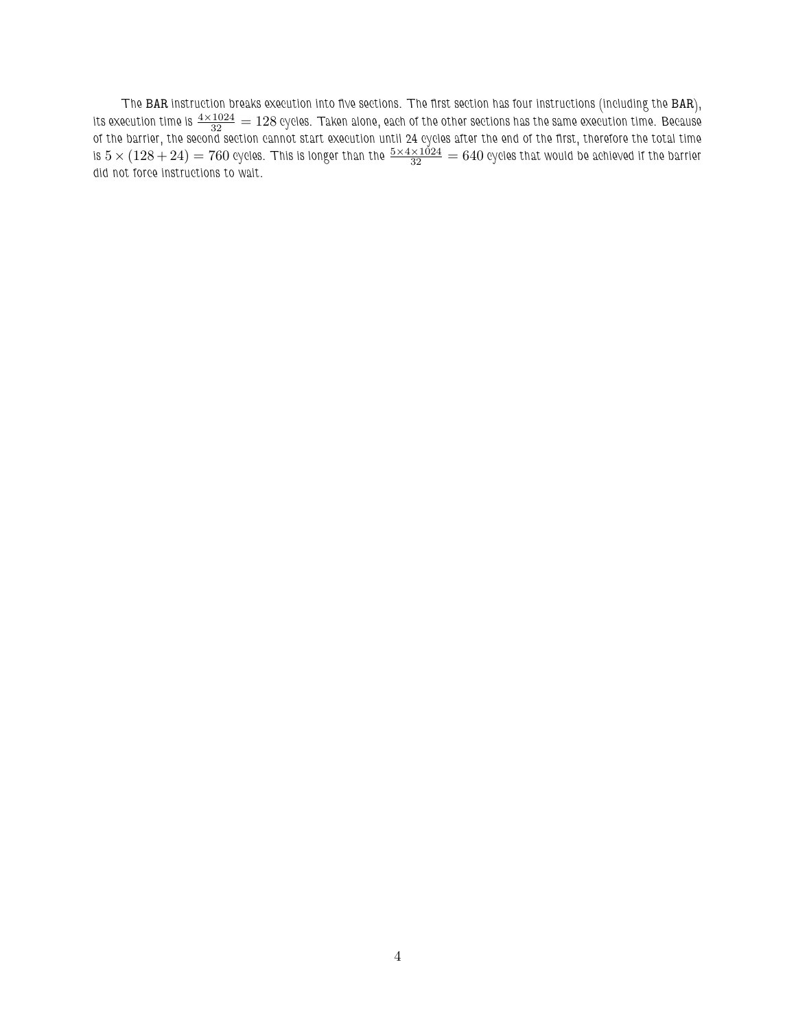The BAR instruction breaks execution into five sections. The first section has four instructions (including the BAR), its execution time is $\frac{4\times1024}{32}=128$ cycles. Taken alone, each of the other sections has the same execution time. Because of the barrier, the second section cannot start execution until 24 cycles after the end of the first, therefore the total time is $5\times(128+24)=760$ cycles. This is longer than the $\frac{5\times4\times1024}{32}=640$ cycles that would be achieved if the barrier did not force instructions to wait.